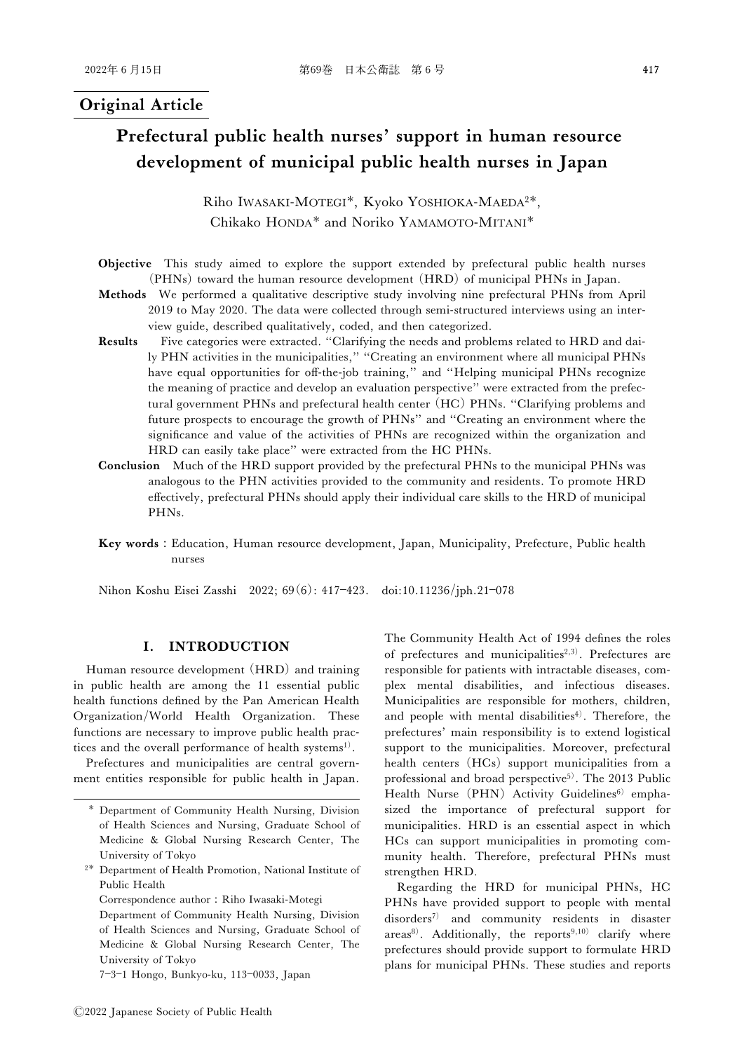**Original Article**

# Prefectural public health nurses' support in human resource development of municipal public health nurses in Japan

Riho IWASAKI-MOTEGI*, Kyoko YOSHIOKA-MAEDA[2]*, Chikako HONDA* and Noriko YAMAMOTO-MITANI*

**Objective** This study aimed to explore the support extended by prefectural public health nurses (PHNs) toward the human resource development (HRD) of municipal PHNs in Japan.

**Methods** We performed a qualitative descriptive study involving nine prefectural PHNs from April 2019 to May 2020. The data were collected through semi-structured interviews using an interview guide, described qualitatively, coded, and then categorized.

**Results** Five categories were extracted. "Clarifying the needs and problems related to HRD and daily PHN activities in the municipalities," "Creating an environment where all municipal PHNs have equal opportunities for off-the-job training," and "Helping municipal PHNs recognize the meaning of practice and develop an evaluation perspective" were extracted from the prefectural government PHNs and prefectural health center (HC) PHNs. "Clarifying problems and future prospects to encourage the growth of PHNs" and "Creating an environment where the significance and value of the activities of PHNs are recognized within the organization and HRD can easily take place" were extracted from the HC PHNs.

**Conclusion** Much of the HRD support provided by the prefectural PHNs to the municipal PHNs was analogous to the PHN activities provided to the community and residents. To promote HRD effectively, prefectural PHNs should apply their individual care skills to the HRD of municipal PHNs.

**Key words :** Education, Human resource development, Japan, Municipality, Prefecture, Public health nurses

Nihon Koshu Eisei Zasshi 2022; 69(6): 417–423. doi:10.11236/jph.21-078

## I. INTRODUCTION

Human resource development (HRD) and training in public health are among the 11 essential public health functions defined by the Pan American Health Organization/World Health Organization. These functions are necessary to improve public health practices and the overall performance of health systems[1].

Prefectures and municipalities are central government entities responsible for public health in Japan. The Community Health Act of 1994 defines the roles of prefectures and municipalities[2,3]. Prefectures are responsible for patients with intractable diseases, complex mental disabilities, and infectious diseases. Municipalities are responsible for mothers, children, and people with mental disabilities[4]. Therefore, the prefectures' main responsibility is to extend logistical support to the municipalities. Moreover, prefectural health centers (HCs) support municipalities from a professional and broad perspective[5]. The 2013 Public Health Nurse (PHN) Activity Guidelines[6] emphasized the importance of prefectural support for municipalities. HRD is an essential aspect in which HCs can support municipalities in promoting community health. Therefore, prefectural PHNs must strengthen HRD.

Regarding the HRD for municipal PHNs, HC PHNs have provided support to people with mental disorders[7] and community residents in disaster areas[8]. Additionally, the reports[9,10] clarify where prefectures should provide support to formulate HRD plans for municipal PHNs. These studies and reports

---

\* Department of Community Health Nursing, Division of Health Sciences and Nursing, Graduate School of Medicine & Global Nursing Research Center, The University of Tokyo

2\* Department of Health Promotion, National Institute of Public Health

Correspondence author : Riho Iwasaki-Motegi
Department of Community Health Nursing, Division of Health Sciences and Nursing, Graduate School of Medicine & Global Nursing Research Center, The University of Tokyo
7-3-1 Hongo, Bunkyo-ku, 113-0033, Japan

©2022 Japanese Society of Public Health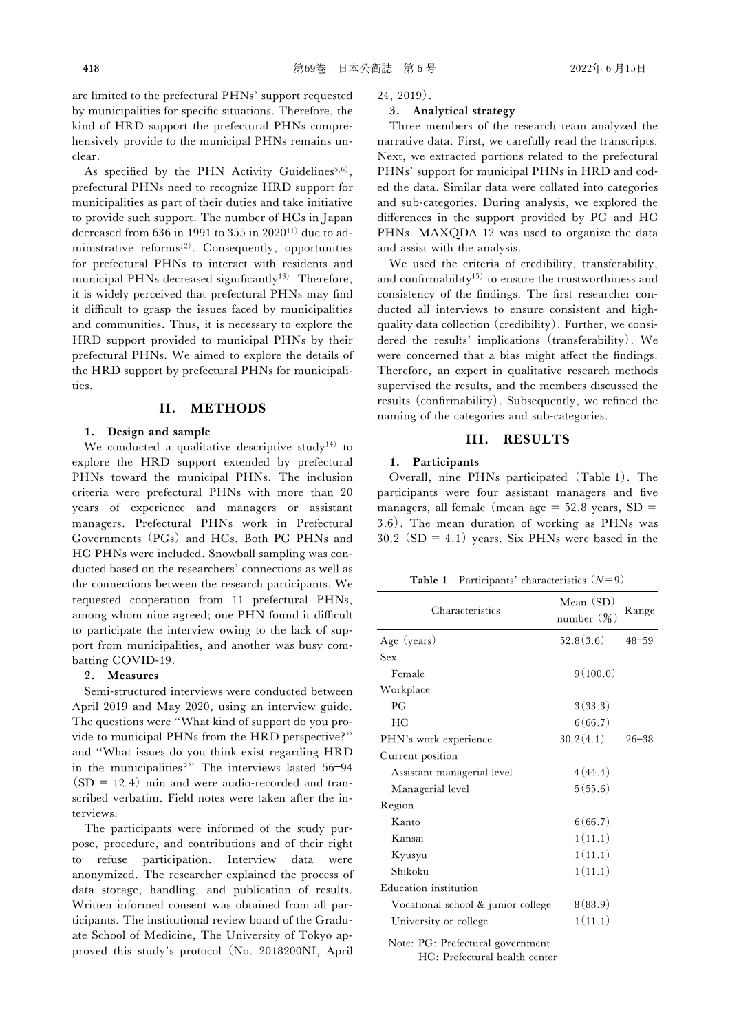are limited to the prefectural PHNs' support requested by municipalities for specific situations. Therefore, the kind of HRD support the prefectural PHNs comprehensively provide to the municipal PHNs remains unclear.

As specified by the PHN Activity Guidelines[5,6], prefectural PHNs need to recognize HRD support for municipalities as part of their duties and take initiative to provide such support. The number of HCs in Japan decreased from 636 in 1991 to 355 in 2020[11] due to administrative reforms[12]. Consequently, opportunities for prefectural PHNs to interact with residents and municipal PHNs decreased significantly[13]. Therefore, it is widely perceived that prefectural PHNs may find it difficult to grasp the issues faced by municipalities and communities. Thus, it is necessary to explore the HRD support provided to municipal PHNs by their prefectural PHNs. We aimed to explore the details of the HRD support by prefectural PHNs for municipalities.

## II. METHODS

### 1. Design and sample

We conducted a qualitative descriptive study[14] to explore the HRD support extended by prefectural PHNs toward the municipal PHNs. The inclusion criteria were prefectural PHNs with more than 20 years of experience and managers or assistant managers. Prefectural PHNs work in Prefectural Governments (PGs) and HCs. Both PG PHNs and HC PHNs were included. Snowball sampling was conducted based on the researchers' connections as well as the connections between the research participants. We requested cooperation from 11 prefectural PHNs, among whom nine agreed; one PHN found it difficult to participate the interview owing to the lack of support from municipalities, and another was busy combatting COVID-19.

### 2. Measures

Semi-structured interviews were conducted between April 2019 and May 2020, using an interview guide. The questions were "What kind of support do you provide to municipal PHNs from the HRD perspective?" and "What issues do you think exist regarding HRD in the municipalities?" The interviews lasted 56–94 (SD = 12.4) min and were audio-recorded and transcribed verbatim. Field notes were taken after the interviews.

The participants were informed of the study purpose, procedure, and contributions and of their right to refuse participation. Interview data were anonymized. The researcher explained the process of data storage, handling, and publication of results. Written informed consent was obtained from all participants. The institutional review board of the Graduate School of Medicine, The University of Tokyo approved this study's protocol (No. 2018200NI, April 24, 2019).

### 3. Analytical strategy

Three members of the research team analyzed the narrative data. First, we carefully read the transcripts. Next, we extracted portions related to the prefectural PHNs' support for municipal PHNs in HRD and coded the data. Similar data were collated into categories and sub-categories. During analysis, we explored the differences in the support provided by PG and HC PHNs. MAXQDA 12 was used to organize the data and assist with the analysis.

We used the criteria of credibility, transferability, and confirmability[15] to ensure the trustworthiness and consistency of the findings. The first researcher conducted all interviews to ensure consistent and high-quality data collection (credibility). Further, we considered the results' implications (transferability). We were concerned that a bias might affect the findings. Therefore, an expert in qualitative research methods supervised the results, and the members discussed the results (confirmability). Subsequently, we refined the naming of the categories and sub-categories.

## III. RESULTS

### 1. Participants

Overall, nine PHNs participated (Table 1). The participants were four assistant managers and five managers, all female (mean age = 52.8 years, SD = 3.6). The mean duration of working as PHNs was 30.2 (SD = 4.1) years. Six PHNs were based in the

**Table 1** Participants' characteristics ($N=9$)

| Characteristics | Mean (SD) number (%) | Range |
|---|---|---|
| Age (years) | 52.8 (3.6) | 48–59 |
| Sex | | |
| Female | 9 (100.0) | |
| Workplace | | |
| PG | 3 (33.3) | |
| HC | 6 (66.7) | |
| PHN's work experience | 30.2 (4.1) | 26–38 |
| Current position | | |
| Assistant managerial level | 4 (44.4) | |
| Managerial level | 5 (55.6) | |
| Region | | |
| Kanto | 6 (66.7) | |
| Kansai | 1 (11.1) | |
| Kyusyu | 1 (11.1) | |
| Shikoku | 1 (11.1) | |
| Education institution | | |
| Vocational school & junior college | 8 (88.9) | |
| University or college | 1 (11.1) | |

Note: PG: Prefectural government
HC: Prefectural health center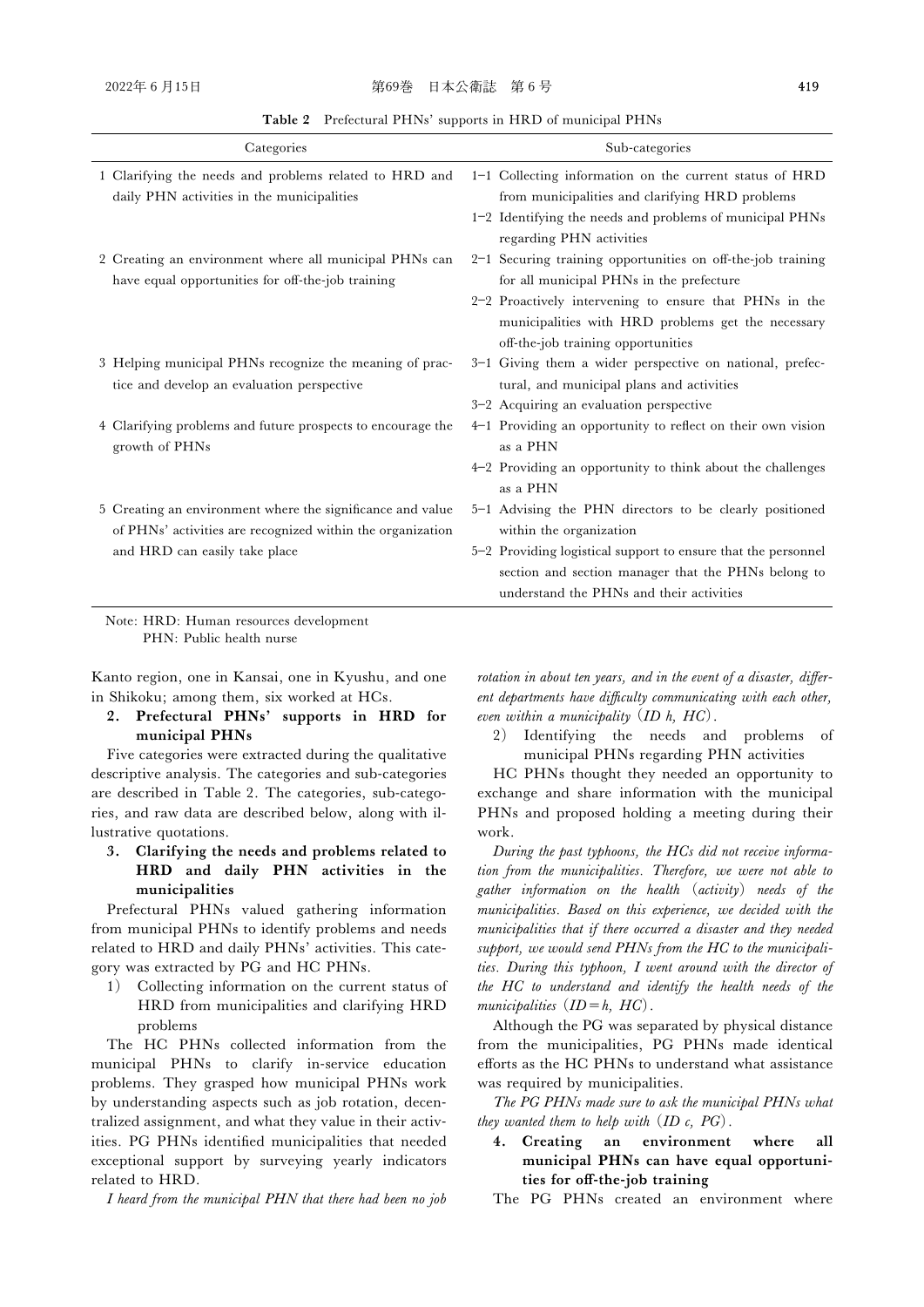**Table 2** Prefectural PHNs' supports in HRD of municipal PHNs

| Categories | Sub-categories |
|---|---|
| 1 Clarifying the needs and problems related to HRD and daily PHN activities in the municipalities | 1–1 Collecting information on the current status of HRD from municipalities and clarifying HRD problems |
| | 1–2 Identifying the needs and problems of municipal PHNs regarding PHN activities |
| 2 Creating an environment where all municipal PHNs can have equal opportunities for off-the-job training | 2–1 Securing training opportunities on off-the-job training for all municipal PHNs in the prefecture |
| | 2–2 Proactively intervening to ensure that PHNs in the municipalities with HRD problems get the necessary off-the-job training opportunities |
| 3 Helping municipal PHNs recognize the meaning of practice and develop an evaluation perspective | 3–1 Giving them a wider perspective on national, prefectural, and municipal plans and activities |
| | 3–2 Acquiring an evaluation perspective |
| 4 Clarifying problems and future prospects to encourage the growth of PHNs | 4–1 Providing an opportunity to reflect on their own vision as a PHN |
| | 4–2 Providing an opportunity to think about the challenges as a PHN |
| 5 Creating an environment where the significance and value of PHNs' activities are recognized within the organization and HRD can easily take place | 5–1 Advising the PHN directors to be clearly positioned within the organization |
| | 5–2 Providing logistical support to ensure that the personnel section and section manager that the PHNs belong to understand the PHNs and their activities |

Note: HRD: Human resources development
PHN: Public health nurse

Kanto region, one in Kansai, one in Kyushu, and one in Shikoku; among them, six worked at HCs.

**2. Prefectural PHNs' supports in HRD for municipal PHNs**

Five categories were extracted during the qualitative descriptive analysis. The categories and sub-categories are described in Table 2. The categories, sub-categories, and raw data are described below, along with illustrative quotations.

**3. Clarifying the needs and problems related to HRD and daily PHN activities in the municipalities**

Prefectural PHNs valued gathering information from municipal PHNs to identify problems and needs related to HRD and daily PHNs' activities. This category was extracted by PG and HC PHNs.

1) Collecting information on the current status of HRD from municipalities and clarifying HRD problems

The HC PHNs collected information from the municipal PHNs to clarify in-service education problems. They grasped how municipal PHNs work by understanding aspects such as job rotation, decentralized assignment, and what they value in their activities. PG PHNs identified municipalities that needed exceptional support by surveying yearly indicators related to HRD.

*I heard from the municipal PHN that there had been no job rotation in about ten years, and in the event of a disaster, different departments have difficulty communicating with each other, even within a municipality (ID h, HC).*

2) Identifying the needs and problems of municipal PHNs regarding PHN activities

HC PHNs thought they needed an opportunity to exchange and share information with the municipal PHNs and proposed holding a meeting during their work.

*During the past typhoons, the HCs did not receive information from the municipalities. Therefore, we were not able to gather information on the health (activity) needs of the municipalities. Based on this experience, we decided with the municipalities that if there occurred a disaster and they needed support, we would send PHNs from the HC to the municipalities. During this typhoon, I went around with the director of the HC to understand and identify the health needs of the municipalities (ID=h, HC).*

Although the PG was separated by physical distance from the municipalities, PG PHNs made identical efforts as the HC PHNs to understand what assistance was required by municipalities.

*The PG PHNs made sure to ask the municipal PHNs what they wanted them to help with (ID c, PG).*

**4. Creating an environment where all municipal PHNs can have equal opportunities for off-the-job training**

The PG PHNs created an environment where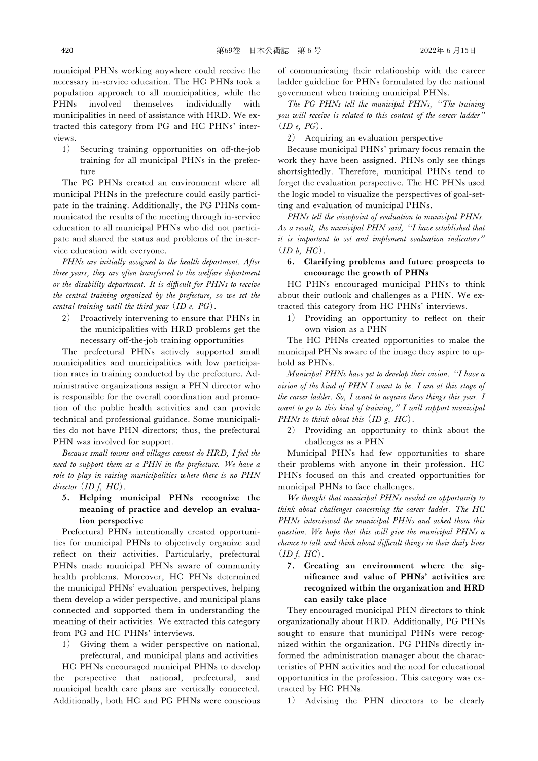municipal PHNs working anywhere could receive the necessary in-service education. The HC PHNs took a population approach to all municipalities, while the PHNs involved themselves individually with municipalities in need of assistance with HRD. We extracted this category from PG and HC PHNs' interviews.

1) Securing training opportunities on off-the-job training for all municipal PHNs in the prefecture

The PG PHNs created an environment where all municipal PHNs in the prefecture could easily participate in the training. Additionally, the PG PHNs communicated the results of the meeting through in-service education to all municipal PHNs who did not participate and shared the status and problems of the in-service education with everyone.

*PHNs are initially assigned to the health department. After three years, they are often transferred to the welfare department or the disability department. It is difficult for PHNs to receive the central training organized by the prefecture, so we set the central training until the third year (ID e, PG).*

2) Proactively intervening to ensure that PHNs in the municipalities with HRD problems get the necessary off-the-job training opportunities

The prefectural PHNs actively supported small municipalities and municipalities with low participation rates in training conducted by the prefecture. Administrative organizations assign a PHN director who is responsible for the overall coordination and promotion of the public health activities and can provide technical and professional guidance. Some municipalities do not have PHN directors; thus, the prefectural PHN was involved for support.

*Because small towns and villages cannot do HRD, I feel the need to support them as a PHN in the prefecture. We have a role to play in raising municipalities where there is no PHN director (ID f, HC).*

### 5. Helping municipal PHNs recognize the meaning of practice and develop an evaluation perspective

Prefectural PHNs intentionally created opportunities for municipal PHNs to objectively organize and reflect on their activities. Particularly, prefectural PHNs made municipal PHNs aware of community health problems. Moreover, HC PHNs determined the municipal PHNs' evaluation perspectives, helping them develop a wider perspective, and municipal plans connected and supported them in understanding the meaning of their activities. We extracted this category from PG and HC PHNs' interviews.

1) Giving them a wider perspective on national, prefectural, and municipal plans and activities

HC PHNs encouraged municipal PHNs to develop the perspective that national, prefectural, and municipal health care plans are vertically connected. Additionally, both HC and PG PHNs were conscious of communicating their relationship with the career ladder guideline for PHNs formulated by the national government when training municipal PHNs.

*The PG PHNs tell the municipal PHNs, "The training you will receive is related to this content of the career ladder" (ID e, PG).*

2) Acquiring an evaluation perspective

Because municipal PHNs' primary focus remain the work they have been assigned. PHNs only see things shortsightedly. Therefore, municipal PHNs tend to forget the evaluation perspective. The HC PHNs used the logic model to visualize the perspectives of goal-setting and evaluation of municipal PHNs.

*PHNs tell the viewpoint of evaluation to municipal PHNs. As a result, the municipal PHN said, "I have established that it is important to set and implement evaluation indicators" (ID b, HC).*

### 6. Clarifying problems and future prospects to encourage the growth of PHNs

HC PHNs encouraged municipal PHNs to think about their outlook and challenges as a PHN. We extracted this category from HC PHNs' interviews.

1) Providing an opportunity to reflect on their own vision as a PHN

The HC PHNs created opportunities to make the municipal PHNs aware of the image they aspire to uphold as PHNs.

*Municipal PHNs have yet to develop their vision. "I have a vision of the kind of PHN I want to be. I am at this stage of the career ladder. So, I want to acquire these things this year. I want to go to this kind of training," I will support municipal PHNs to think about this (ID g, HC).*

2) Providing an opportunity to think about the challenges as a PHN

Municipal PHNs had few opportunities to share their problems with anyone in their profession. HC PHNs focused on this and created opportunities for municipal PHNs to face challenges.

*We thought that municipal PHNs needed an opportunity to think about challenges concerning the career ladder. The HC PHNs interviewed the municipal PHNs and asked them this question. We hope that this will give the municipal PHNs a chance to talk and think about difficult things in their daily lives (ID f, HC).*

### 7. Creating an environment where the significance and value of PHNs' activities are recognized within the organization and HRD can easily take place

They encouraged municipal PHN directors to think organizationally about HRD. Additionally, PG PHNs sought to ensure that municipal PHNs were recognized within the organization. PG PHNs directly informed the administration manager about the characteristics of PHN activities and the need for educational opportunities in the profession. This category was extracted by HC PHNs.

1) Advising the PHN directors to be clearly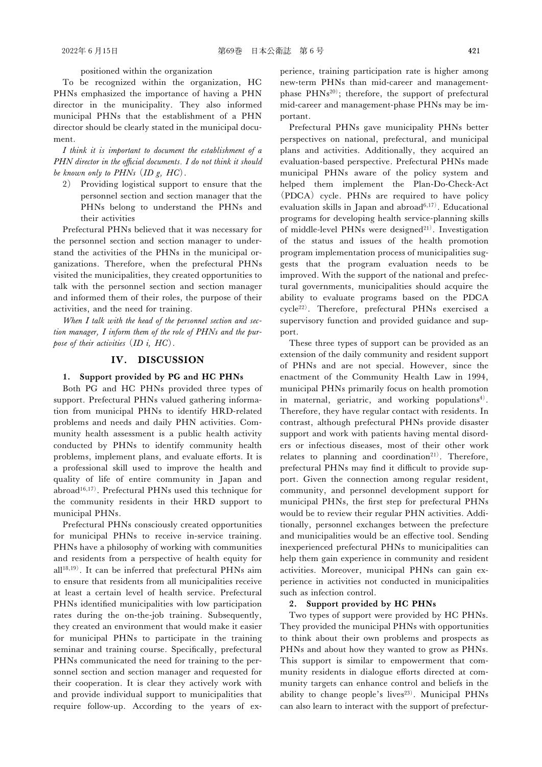positioned within the organization

To be recognized within the organization, HC PHNs emphasized the importance of having a PHN director in the municipality. They also informed municipal PHNs that the establishment of a PHN director should be clearly stated in the municipal document.

*I think it is important to document the establishment of a PHN director in the official documents. I do not think it should be known only to PHNs* (*ID g, HC*).

2) Providing logistical support to ensure that the personnel section and section manager that the PHNs belong to understand the PHNs and their activities

Prefectural PHNs believed that it was necessary for the personnel section and section manager to understand the activities of the PHNs in the municipal organizations. Therefore, when the prefectural PHNs visited the municipalities, they created opportunities to talk with the personnel section and section manager and informed them of their roles, the purpose of their activities, and the need for training.

*When I talk with the head of the personnel section and section manager, I inform them of the role of PHNs and the purpose of their activities* (*ID i, HC*).

## IV. DISCUSSION

### 1. Support provided by PG and HC PHNs

Both PG and HC PHNs provided three types of support. Prefectural PHNs valued gathering information from municipal PHNs to identify HRD-related problems and needs and daily PHN activities. Community health assessment is a public health activity conducted by PHNs to identify community health problems, implement plans, and evaluate efforts. It is a professional skill used to improve the health and quality of life of entire community in Japan and abroad[16,17]. Prefectural PHNs used this technique for the community residents in their HRD support to municipal PHNs.

Prefectural PHNs consciously created opportunities for municipal PHNs to receive in-service training. PHNs have a philosophy of working with communities and residents from a perspective of health equity for all[18,19]. It can be inferred that prefectural PHNs aim to ensure that residents from all municipalities receive at least a certain level of health service. Prefectural PHNs identified municipalities with low participation rates during the on-the-job training. Subsequently, they created an environment that would make it easier for municipal PHNs to participate in the training seminar and training course. Specifically, prefectural PHNs communicated the need for training to the personnel section and section manager and requested for their cooperation. It is clear they actively work with and provide individual support to municipalities that require follow-up. According to the years of experience, training participation rate is higher among new-term PHNs than mid-career and management-phase PHNs[20]; therefore, the support of prefectural mid-career and management-phase PHNs may be important.

Prefectural PHNs gave municipality PHNs better perspectives on national, prefectural, and municipal plans and activities. Additionally, they acquired an evaluation-based perspective. Prefectural PHNs made municipal PHNs aware of the policy system and helped them implement the Plan-Do-Check-Act (PDCA) cycle. PHNs are required to have policy evaluation skills in Japan and abroad[6,17]. Educational programs for developing health service-planning skills of middle-level PHNs were designed[21]. Investigation of the status and issues of the health promotion program implementation process of municipalities suggests that the program evaluation needs to be improved. With the support of the national and prefectural governments, municipalities should acquire the ability to evaluate programs based on the PDCA cycle[22]. Therefore, prefectural PHNs exercised a supervisory function and provided guidance and support.

These three types of support can be provided as an extension of the daily community and resident support of PHNs and are not special. However, since the enactment of the Community Health Law in 1994, municipal PHNs primarily focus on health promotion in maternal, geriatric, and working populations[4]. Therefore, they have regular contact with residents. In contrast, although prefectural PHNs provide disaster support and work with patients having mental disorders or infectious diseases, most of their other work relates to planning and coordination[21]. Therefore, prefectural PHNs may find it difficult to provide support. Given the connection among regular resident, community, and personnel development support for municipal PHNs, the first step for prefectural PHNs would be to review their regular PHN activities. Additionally, personnel exchanges between the prefecture and municipalities would be an effective tool. Sending inexperienced prefectural PHNs to municipalities can help them gain experience in community and resident activities. Moreover, municipal PHNs can gain experience in activities not conducted in municipalities such as infection control.

### 2. Support provided by HC PHNs

Two types of support were provided by HC PHNs. They provided the municipal PHNs with opportunities to think about their own problems and prospects as PHNs and about how they wanted to grow as PHNs. This support is similar to empowerment that community residents in dialogue efforts directed at community targets can enhance control and beliefs in the ability to change people's lives[23]. Municipal PHNs can also learn to interact with the support of prefectur-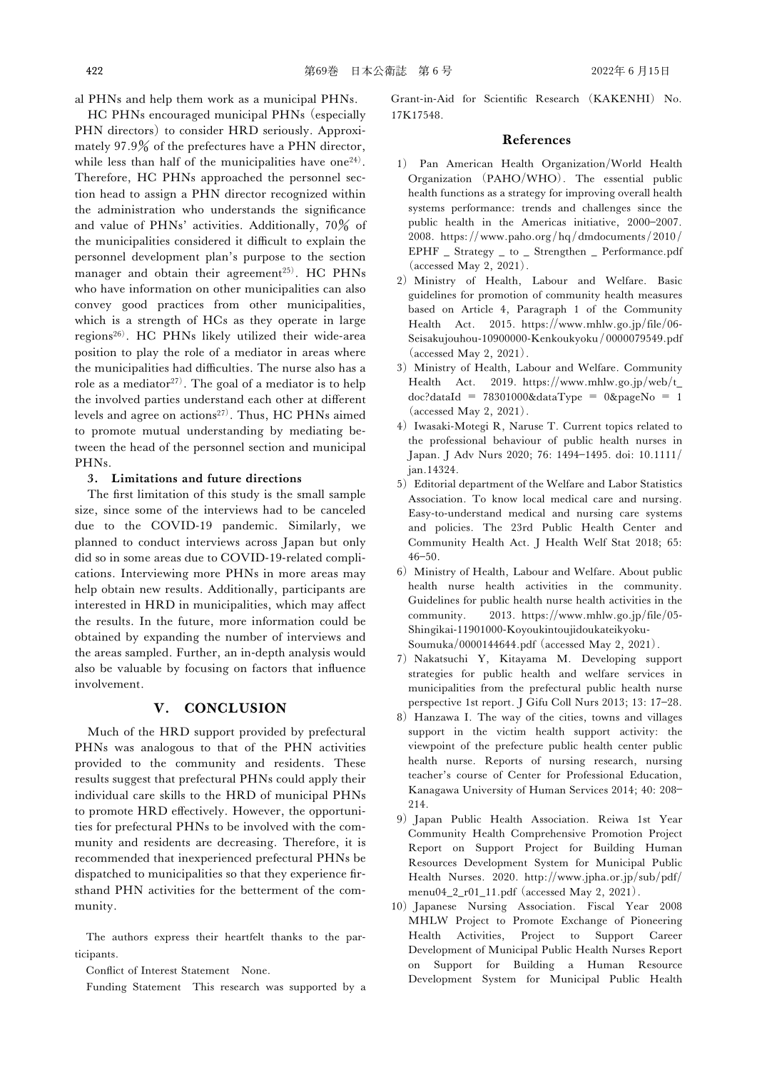al PHNs and help them work as a municipal PHNs.

HC PHNs encouraged municipal PHNs (especially PHN directors) to consider HRD seriously. Approximately 97.9% of the prefectures have a PHN director, while less than half of the municipalities have one[24]. Therefore, HC PHNs approached the personnel section head to assign a PHN director recognized within the administration who understands the significance and value of PHNs' activities. Additionally, 70% of the municipalities considered it difficult to explain the personnel development plan's purpose to the section manager and obtain their agreement[25]. HC PHNs who have information on other municipalities can also convey good practices from other municipalities, which is a strength of HCs as they operate in large regions[26]. HC PHNs likely utilized their wide-area position to play the role of a mediator in areas where the municipalities had difficulties. The nurse also has a role as a mediator[27]. The goal of a mediator is to help the involved parties understand each other at different levels and agree on actions[27]. Thus, HC PHNs aimed to promote mutual understanding by mediating between the head of the personnel section and municipal PHNs.

### 3. Limitations and future directions

The first limitation of this study is the small sample size, since some of the interviews had to be canceled due to the COVID-19 pandemic. Similarly, we planned to conduct interviews across Japan but only did so in some areas due to COVID-19-related complications. Interviewing more PHNs in more areas may help obtain new results. Additionally, participants are interested in HRD in municipalities, which may affect the results. In the future, more information could be obtained by expanding the number of interviews and the areas sampled. Further, an in-depth analysis would also be valuable by focusing on factors that influence involvement.

## V. CONCLUSION

Much of the HRD support provided by prefectural PHNs was analogous to that of the PHN activities provided to the community and residents. These results suggest that prefectural PHNs could apply their individual care skills to the HRD of municipal PHNs to promote HRD effectively. However, the opportunities for prefectural PHNs to be involved with the community and residents are decreasing. Therefore, it is recommended that inexperienced prefectural PHNs be dispatched to municipalities so that they experience firsthand PHN activities for the betterment of the community.

The authors express their heartfelt thanks to the participants.

Conflict of Interest Statement None.

Funding Statement This research was supported by a Grant-in-Aid for Scientific Research (KAKENHI) No. 17K17548.

## References

1) Pan American Health Organization/World Health Organization (PAHO/WHO). The essential public health functions as a strategy for improving overall health systems performance: trends and challenges since the public health in the Americas initiative, 2000–2007. 2008. https://www.paho.org/hq/dmdocuments/2010/EPHF_Strategy_to_Strengthen_Performance.pdf (accessed May 2, 2021).
2) Ministry of Health, Labour and Welfare. Basic guidelines for promotion of community health measures based on Article 4, Paragraph 1 of the Community Health Act. 2015. https://www.mhlw.go.jp/file/06-Seisakujouhou-10900000-Kenkoukyoku/0000079549.pdf (accessed May 2, 2021).
3) Ministry of Health, Labour and Welfare. Community Health Act. 2019. https://www.mhlw.go.jp/web/t_doc?dataId = 78301000&dataType = 0&pageNo = 1 (accessed May 2, 2021).
4) Iwasaki-Motegi R, Naruse T. Current topics related to the professional behaviour of public health nurses in Japan. J Adv Nurs 2020; 76: 1494–1495. doi: 10.1111/jan.14324.
5) Editorial department of the Welfare and Labor Statistics Association. To know local medical care and nursing. Easy-to-understand medical and nursing care systems and policies. The 23rd Public Health Center and Community Health Act. J Health Welf Stat 2018; 65: 46–50.
6) Ministry of Health, Labour and Welfare. About public health nurse health activities in the community. Guidelines for public health nurse health activities in the community. 2013. https://www.mhlw.go.jp/file/05-Shingikai-11901000-Koyoukintoujidoukateikyoku-Soumuka/0000144644.pdf (accessed May 2, 2021).
7) Nakatsuchi Y, Kitayama M. Developing support strategies for public health and welfare services in municipalities from the prefectural public health nurse perspective 1st report. J Gifu Coll Nurs 2013; 13: 17–28.
8) Hanzawa I. The way of the cities, towns and villages support in the victim health support activity: the viewpoint of the prefecture public health center public health nurse. Reports of nursing research, nursing teacher's course of Center for Professional Education, Kanagawa University of Human Services 2014; 40: 208–214.
9) Japan Public Health Association. Reiwa 1st Year Community Health Comprehensive Promotion Project Report on Support Project for Building Human Resources Development System for Municipal Public Health Nurses. 2020. http://www.jpha.or.jp/sub/pdf/menu04_2_r01_11.pdf (accessed May 2, 2021).
10) Japanese Nursing Association. Fiscal Year 2008 MHLW Project to Promote Exchange of Pioneering Health Activities, Project to Support Career Development of Municipal Public Health Nurses Report on Support for Building a Human Resource Development System for Municipal Public Health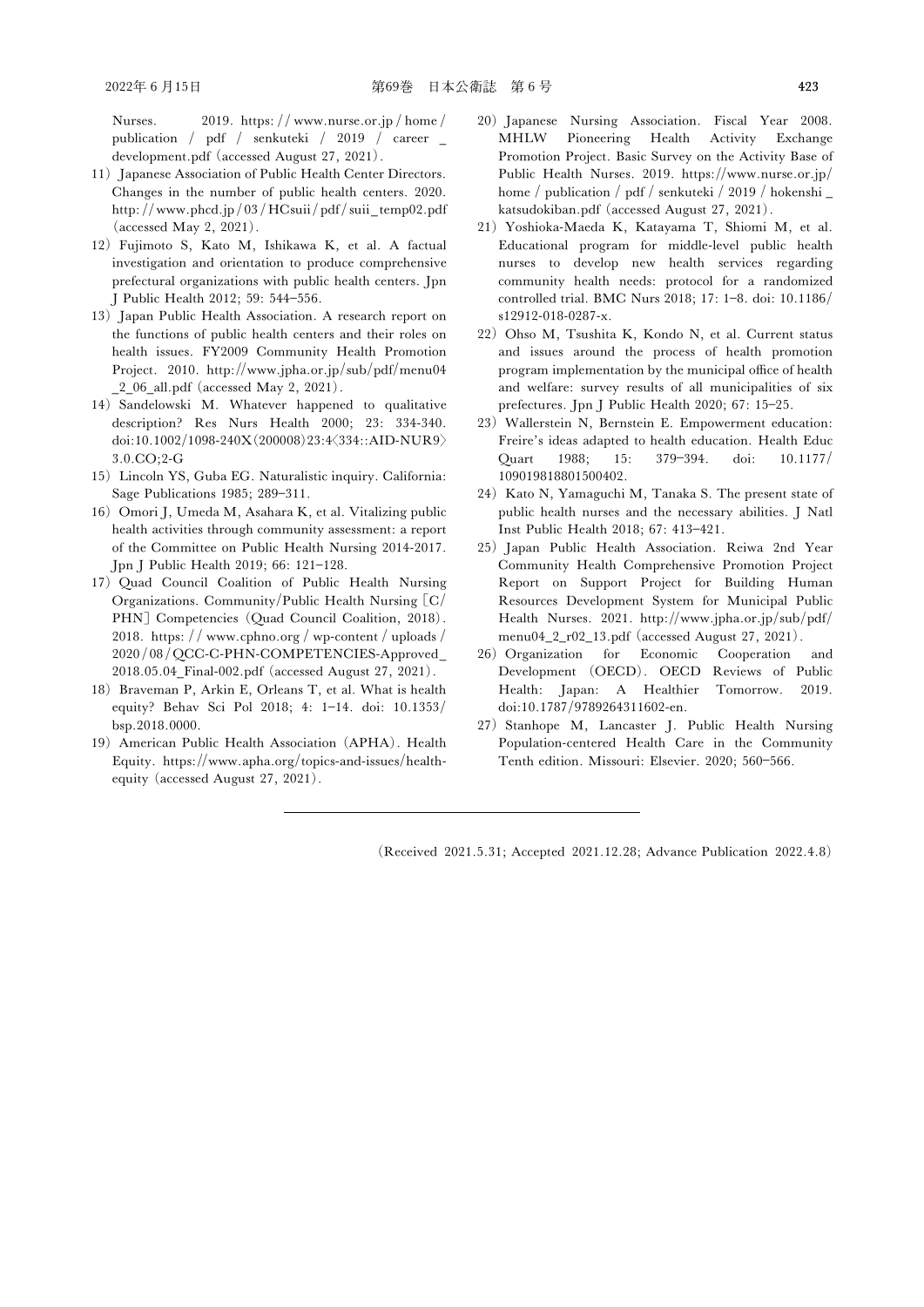Nurses. 2019. https://www.nurse.or.jp/home/publication/pdf/senkuteki/2019/career_development.pdf (accessed August 27, 2021).

11) Japanese Association of Public Health Center Directors. Changes in the number of public health centers. 2020. http://www.phcd.jp/03/HCsuii/pdf/suii_temp02.pdf (accessed May 2, 2021).

12) Fujimoto S, Kato M, Ishikawa K, et al. A factual investigation and orientation to produce comprehensive prefectural organizations with public health centers. Jpn J Public Health 2012; 59: 544–556.

13) Japan Public Health Association. A research report on the functions of public health centers and their roles on health issues. FY2009 Community Health Promotion Project. 2010. http://www.jpha.or.jp/sub/pdf/menu04_2_06_all.pdf (accessed May 2, 2021).

14) Sandelowski M. Whatever happened to qualitative description? Res Nurs Health 2000; 23: 334-340. doi:10.1002/1098-240X(200008)23:4〈334::AID-NUR9〉3.0.CO;2-G

15) Lincoln YS, Guba EG. Naturalistic inquiry. California: Sage Publications 1985; 289–311.

16) Omori J, Umeda M, Asahara K, et al. Vitalizing public health activities through community assessment: a report of the Committee on Public Health Nursing 2014-2017. Jpn J Public Health 2019; 66: 121–128.

17) Quad Council Coalition of Public Health Nursing Organizations. Community/Public Health Nursing [C/PHN] Competencies (Quad Council Coalition, 2018). 2018. https://www.cphno.org/wp-content/uploads/2020/08/QCC-C-PHN-COMPETENCIES-Approved_2018.05.04_Final-002.pdf (accessed August 27, 2021).

18) Braveman P, Arkin E, Orleans T, et al. What is health equity? Behav Sci Pol 2018; 4: 1–14. doi: 10.1353/bsp.2018.0000.

19) American Public Health Association (APHA). Health Equity. https://www.apha.org/topics-and-issues/health-equity (accessed August 27, 2021).

20) Japanese Nursing Association. Fiscal Year 2008. MHLW Pioneering Health Activity Exchange Promotion Project. Basic Survey on the Activity Base of Public Health Nurses. 2019. https://www.nurse.or.jp/home/publication/pdf/senkuteki/2019/hokenshi_katsudokiban.pdf (accessed August 27, 2021).

21) Yoshioka-Maeda K, Katayama T, Shiomi M, et al. Educational program for middle-level public health nurses to develop new health services regarding community health needs: protocol for a randomized controlled trial. BMC Nurs 2018; 17: 1–8. doi: 10.1186/s12912-018-0287-x.

22) Ohso M, Tsushita K, Kondo N, et al. Current status and issues around the process of health promotion program implementation by the municipal office of health and welfare: survey results of all municipalities of six prefectures. Jpn J Public Health 2020; 67: 15–25.

23) Wallerstein N, Bernstein E. Empowerment education: Freire's ideas adapted to health education. Health Educ Quart 1988; 15: 379–394. doi: 10.1177/109019818801500402.

24) Kato N, Yamaguchi M, Tanaka S. The present state of public health nurses and the necessary abilities. J Natl Inst Public Health 2018; 67: 413–421.

25) Japan Public Health Association. Reiwa 2nd Year Community Health Comprehensive Promotion Project Report on Support Project for Building Human Resources Development System for Municipal Public Health Nurses. 2021. http://www.jpha.or.jp/sub/pdf/menu04_2_r02_13.pdf (accessed August 27, 2021).

26) Organization for Economic Cooperation and Development (OECD). OECD Reviews of Public Health: Japan: A Healthier Tomorrow. 2019. doi:10.1787/9789264311602-en.

27) Stanhope M, Lancaster J. Public Health Nursing Population-centered Health Care in the Community Tenth edition. Missouri: Elsevier. 2020; 560–566.

---

(Received 2021.5.31; Accepted 2021.12.28; Advance Publication 2022.4.8)